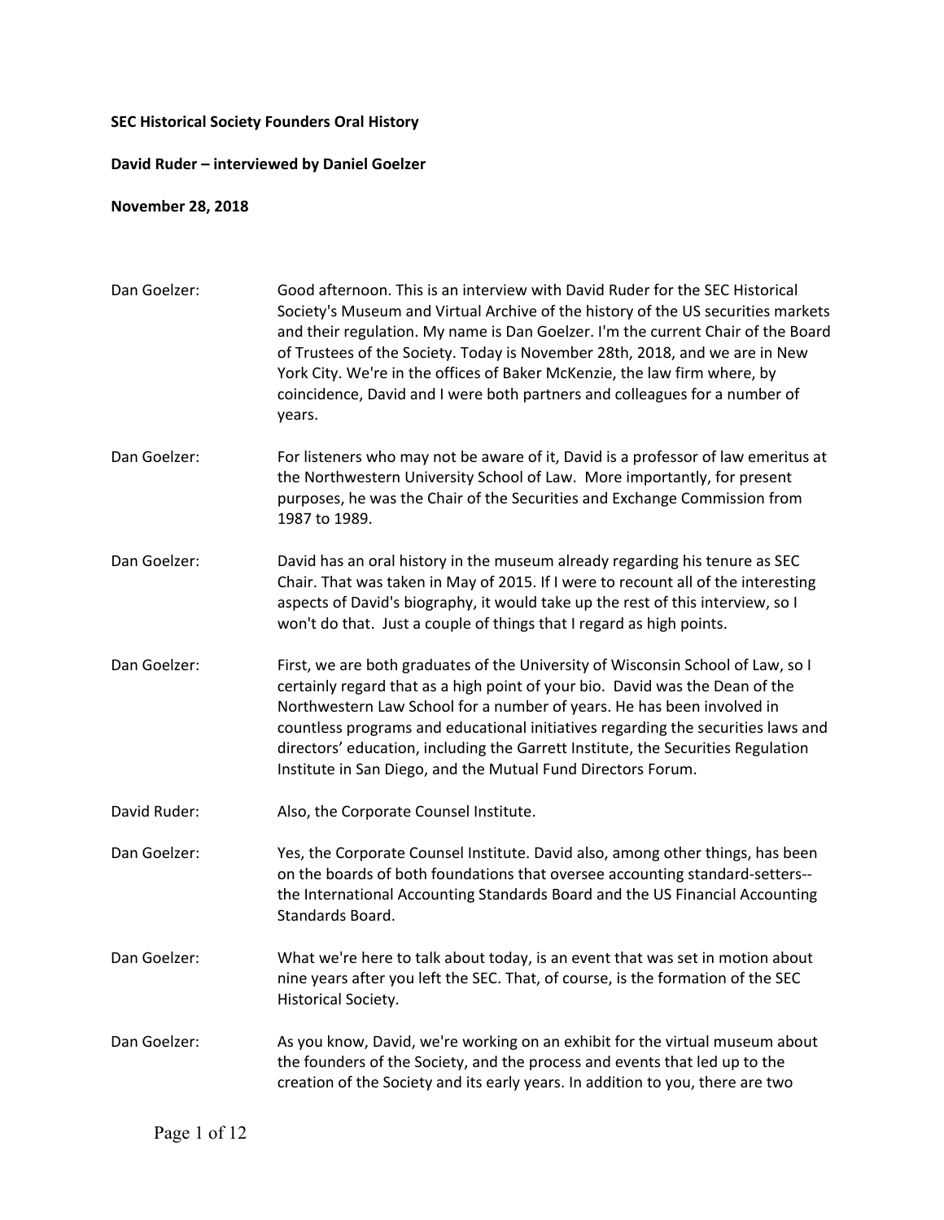**SEC Historical Society Founders Oral History**

**David Ruder – interviewed by Daniel Goelzer**

**November 28, 2018**

Dan Goelzer: Good afternoon. This is an interview with David Ruder for the SEC Historical Society's Museum and Virtual Archive of the history of the US securities markets and their regulation. My name is Dan Goelzer. I'm the current Chair of the Board of Trustees of the Society. Today is November 28th, 2018, and we are in New York City. We're in the offices of Baker McKenzie, the law firm where, by coincidence, David and I were both partners and colleagues for a number of years.

Dan Goelzer: For listeners who may not be aware of it, David is a professor of law emeritus at the Northwestern University School of Law. More importantly, for present purposes, he was the Chair of the Securities and Exchange Commission from 1987 to 1989.

Dan Goelzer: David has an oral history in the museum already regarding his tenure as SEC Chair. That was taken in May of 2015. If I were to recount all of the interesting aspects of David's biography, it would take up the rest of this interview, so I won't do that. Just a couple of things that I regard as high points.

Dan Goelzer: First, we are both graduates of the University of Wisconsin School of Law, so I certainly regard that as a high point of your bio. David was the Dean of the Northwestern Law School for a number of years. He has been involved in countless programs and educational initiatives regarding the securities laws and directors' education, including the Garrett Institute, the Securities Regulation Institute in San Diego, and the Mutual Fund Directors Forum.

David Ruder: Also, the Corporate Counsel Institute.

Dan Goelzer: Yes, the Corporate Counsel Institute. David also, among other things, has been on the boards of both foundations that oversee accounting standard-setters-- the International Accounting Standards Board and the US Financial Accounting Standards Board.

Dan Goelzer: What we're here to talk about today, is an event that was set in motion about nine years after you left the SEC. That, of course, is the formation of the SEC Historical Society.

Dan Goelzer: As you know, David, we're working on an exhibit for the virtual museum about the founders of the Society, and the process and events that led up to the creation of the Society and its early years. In addition to you, there are two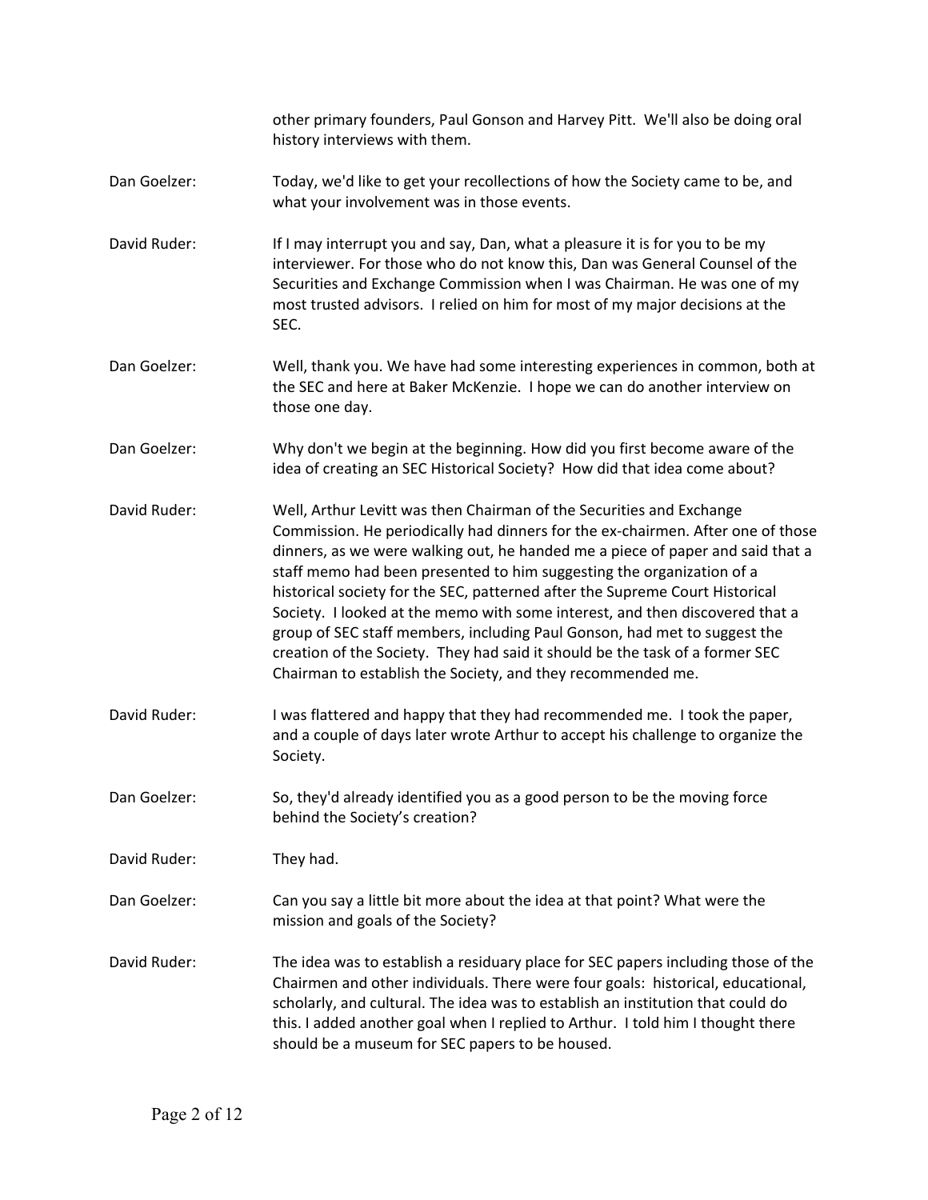other primary founders, Paul Gonson and Harvey Pitt. We'll also be doing oral history interviews with them.

**Dan Goelzer:** Today, we'd like to get your recollections of how the Society came to be, and what your involvement was in those events.

**David Ruder:** If I may interrupt you and say, Dan, what a pleasure it is for you to be my interviewer. For those who do not know this, Dan was General Counsel of the Securities and Exchange Commission when I was Chairman. He was one of my most trusted advisors. I relied on him for most of my major decisions at the SEC.

**Dan Goelzer:** Well, thank you. We have had some interesting experiences in common, both at the SEC and here at Baker McKenzie. I hope we can do another interview on those one day.

**Dan Goelzer:** Why don't we begin at the beginning. How did you first become aware of the idea of creating an SEC Historical Society? How did that idea come about?

**David Ruder:** Well, Arthur Levitt was then Chairman of the Securities and Exchange Commission. He periodically had dinners for the ex-chairmen. After one of those dinners, as we were walking out, he handed me a piece of paper and said that a staff memo had been presented to him suggesting the organization of a historical society for the SEC, patterned after the Supreme Court Historical Society. I looked at the memo with some interest, and then discovered that a group of SEC staff members, including Paul Gonson, had met to suggest the creation of the Society. They had said it should be the task of a former SEC Chairman to establish the Society, and they recommended me.

**David Ruder:** I was flattered and happy that they had recommended me. I took the paper, and a couple of days later wrote Arthur to accept his challenge to organize the Society.

**Dan Goelzer:** So, they'd already identified you as a good person to be the moving force behind the Society's creation?

**David Ruder:** They had.

**Dan Goelzer:** Can you say a little bit more about the idea at that point? What were the mission and goals of the Society?

**David Ruder:** The idea was to establish a residuary place for SEC papers including those of the Chairmen and other individuals. There were four goals: historical, educational, scholarly, and cultural. The idea was to establish an institution that could do this. I added another goal when I replied to Arthur. I told him I thought there should be a museum for SEC papers to be housed.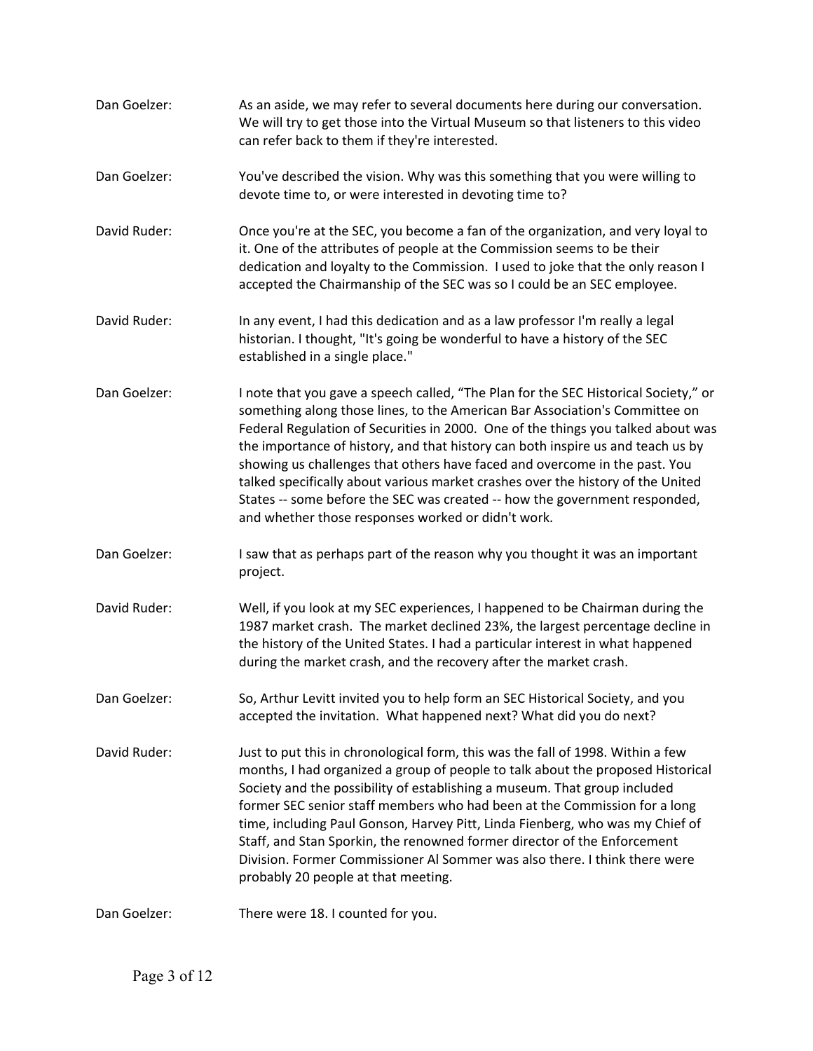**Dan Goelzer:** As an aside, we may refer to several documents here during our conversation. We will try to get those into the Virtual Museum so that listeners to this video can refer back to them if they're interested.

**Dan Goelzer:** You've described the vision. Why was this something that you were willing to devote time to, or were interested in devoting time to?

**David Ruder:** Once you're at the SEC, you become a fan of the organization, and very loyal to it. One of the attributes of people at the Commission seems to be their dedication and loyalty to the Commission. I used to joke that the only reason I accepted the Chairmanship of the SEC was so I could be an SEC employee.

**David Ruder:** In any event, I had this dedication and as a law professor I'm really a legal historian. I thought, "It's going be wonderful to have a history of the SEC established in a single place."

**Dan Goelzer:** I note that you gave a speech called, "The Plan for the SEC Historical Society," or something along those lines, to the American Bar Association's Committee on Federal Regulation of Securities in 2000. One of the things you talked about was the importance of history, and that history can both inspire us and teach us by showing us challenges that others have faced and overcome in the past. You talked specifically about various market crashes over the history of the United States -- some before the SEC was created -- how the government responded, and whether those responses worked or didn't work.

**Dan Goelzer:** I saw that as perhaps part of the reason why you thought it was an important project.

**David Ruder:** Well, if you look at my SEC experiences, I happened to be Chairman during the 1987 market crash. The market declined 23%, the largest percentage decline in the history of the United States. I had a particular interest in what happened during the market crash, and the recovery after the market crash.

**Dan Goelzer:** So, Arthur Levitt invited you to help form an SEC Historical Society, and you accepted the invitation. What happened next? What did you do next?

**David Ruder:** Just to put this in chronological form, this was the fall of 1998. Within a few months, I had organized a group of people to talk about the proposed Historical Society and the possibility of establishing a museum. That group included former SEC senior staff members who had been at the Commission for a long time, including Paul Gonson, Harvey Pitt, Linda Fienberg, who was my Chief of Staff, and Stan Sporkin, the renowned former director of the Enforcement Division. Former Commissioner Al Sommer was also there. I think there were probably 20 people at that meeting.

**Dan Goelzer:** There were 18. I counted for you.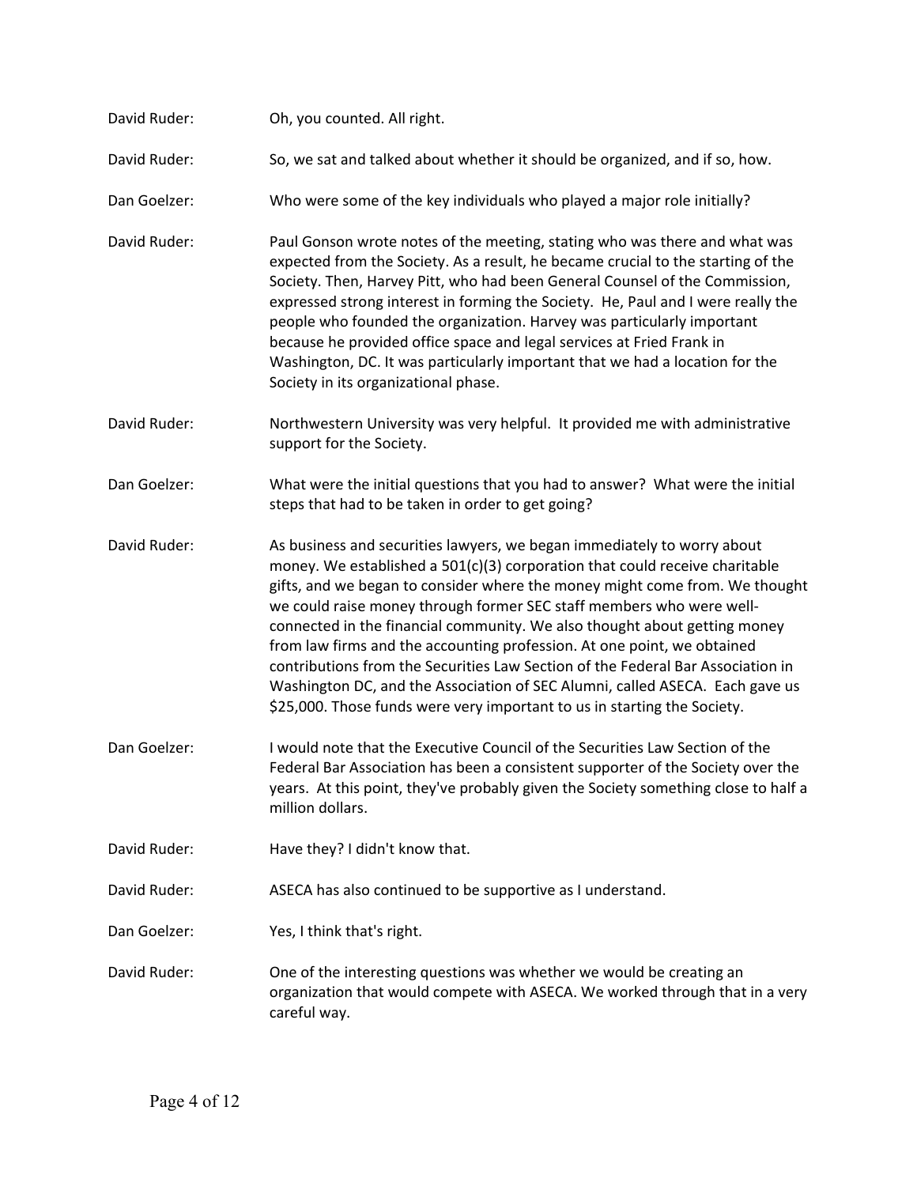David Ruder: Oh, you counted. All right.

David Ruder: So, we sat and talked about whether it should be organized, and if so, how.

Dan Goelzer: Who were some of the key individuals who played a major role initially?

David Ruder: Paul Gonson wrote notes of the meeting, stating who was there and what was expected from the Society. As a result, he became crucial to the starting of the Society. Then, Harvey Pitt, who had been General Counsel of the Commission, expressed strong interest in forming the Society. He, Paul and I were really the people who founded the organization. Harvey was particularly important because he provided office space and legal services at Fried Frank in Washington, DC. It was particularly important that we had a location for the Society in its organizational phase.

David Ruder: Northwestern University was very helpful. It provided me with administrative support for the Society.

Dan Goelzer: What were the initial questions that you had to answer? What were the initial steps that had to be taken in order to get going?

David Ruder: As business and securities lawyers, we began immediately to worry about money. We established a 501(c)(3) corporation that could receive charitable gifts, and we began to consider where the money might come from. We thought we could raise money through former SEC staff members who were well-connected in the financial community. We also thought about getting money from law firms and the accounting profession. At one point, we obtained contributions from the Securities Law Section of the Federal Bar Association in Washington DC, and the Association of SEC Alumni, called ASECA. Each gave us $25,000. Those funds were very important to us in starting the Society.

Dan Goelzer: I would note that the Executive Council of the Securities Law Section of the Federal Bar Association has been a consistent supporter of the Society over the years. At this point, they've probably given the Society something close to half a million dollars.

David Ruder: Have they? I didn't know that.

David Ruder: ASECA has also continued to be supportive as I understand.

Dan Goelzer: Yes, I think that's right.

David Ruder: One of the interesting questions was whether we would be creating an organization that would compete with ASECA. We worked through that in a very careful way.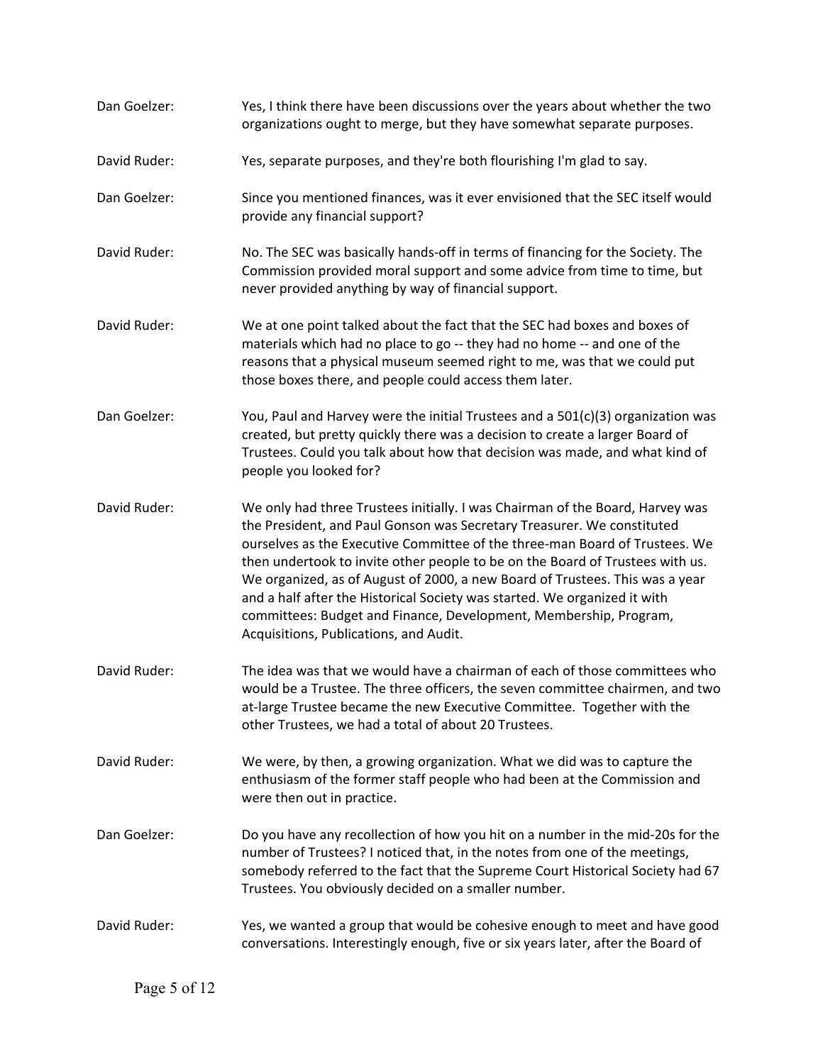Dan Goelzer: Yes, I think there have been discussions over the years about whether the two organizations ought to merge, but they have somewhat separate purposes.

David Ruder: Yes, separate purposes, and they're both flourishing I'm glad to say.

Dan Goelzer: Since you mentioned finances, was it ever envisioned that the SEC itself would provide any financial support?

David Ruder: No. The SEC was basically hands-off in terms of financing for the Society. The Commission provided moral support and some advice from time to time, but never provided anything by way of financial support.

David Ruder: We at one point talked about the fact that the SEC had boxes and boxes of materials which had no place to go -- they had no home -- and one of the reasons that a physical museum seemed right to me, was that we could put those boxes there, and people could access them later.

Dan Goelzer: You, Paul and Harvey were the initial Trustees and a 501(c)(3) organization was created, but pretty quickly there was a decision to create a larger Board of Trustees. Could you talk about how that decision was made, and what kind of people you looked for?

David Ruder: We only had three Trustees initially. I was Chairman of the Board, Harvey was the President, and Paul Gonson was Secretary Treasurer. We constituted ourselves as the Executive Committee of the three-man Board of Trustees. We then undertook to invite other people to be on the Board of Trustees with us. We organized, as of August of 2000, a new Board of Trustees. This was a year and a half after the Historical Society was started. We organized it with committees: Budget and Finance, Development, Membership, Program, Acquisitions, Publications, and Audit.

David Ruder: The idea was that we would have a chairman of each of those committees who would be a Trustee. The three officers, the seven committee chairmen, and two at-large Trustee became the new Executive Committee. Together with the other Trustees, we had a total of about 20 Trustees.

David Ruder: We were, by then, a growing organization. What we did was to capture the enthusiasm of the former staff people who had been at the Commission and were then out in practice.

Dan Goelzer: Do you have any recollection of how you hit on a number in the mid-20s for the number of Trustees? I noticed that, in the notes from one of the meetings, somebody referred to the fact that the Supreme Court Historical Society had 67 Trustees. You obviously decided on a smaller number.

David Ruder: Yes, we wanted a group that would be cohesive enough to meet and have good conversations. Interestingly enough, five or six years later, after the Board of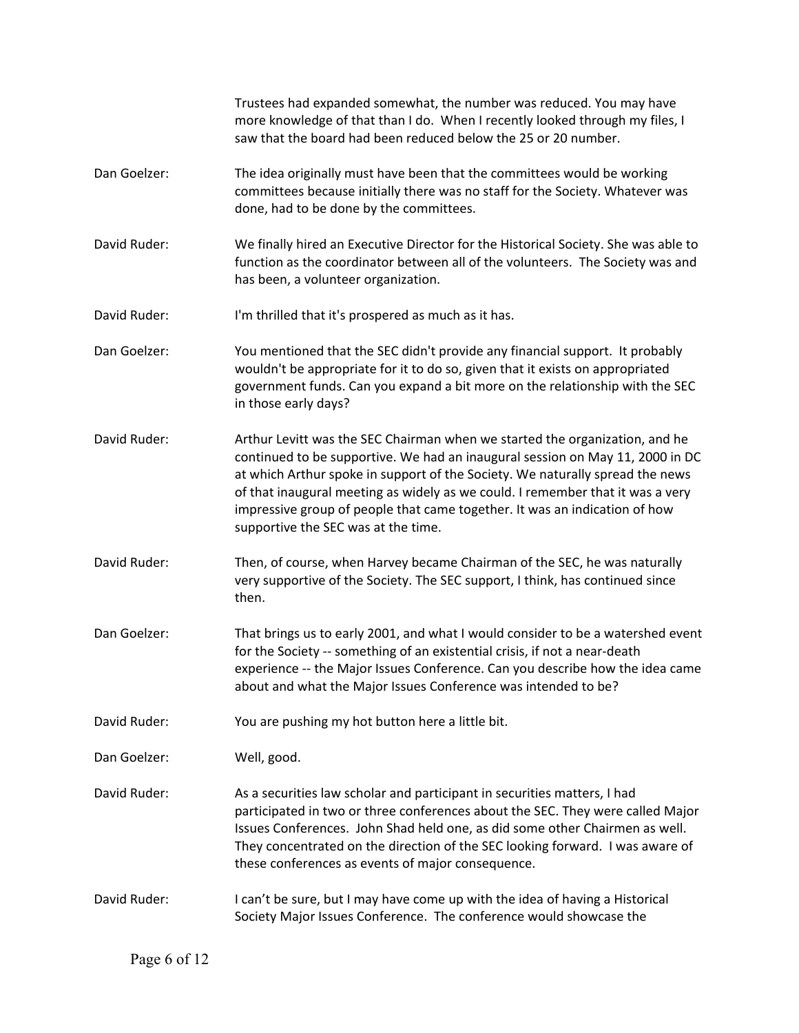Trustees had expanded somewhat, the number was reduced. You may have more knowledge of that than I do. When I recently looked through my files, I saw that the board had been reduced below the 25 or 20 number.

Dan Goelzer: The idea originally must have been that the committees would be working committees because initially there was no staff for the Society. Whatever was done, had to be done by the committees.

David Ruder: We finally hired an Executive Director for the Historical Society. She was able to function as the coordinator between all of the volunteers. The Society was and has been, a volunteer organization.

David Ruder: I'm thrilled that it's prospered as much as it has.

Dan Goelzer: You mentioned that the SEC didn't provide any financial support. It probably wouldn't be appropriate for it to do so, given that it exists on appropriated government funds. Can you expand a bit more on the relationship with the SEC in those early days?

David Ruder: Arthur Levitt was the SEC Chairman when we started the organization, and he continued to be supportive. We had an inaugural session on May 11, 2000 in DC at which Arthur spoke in support of the Society. We naturally spread the news of that inaugural meeting as widely as we could. I remember that it was a very impressive group of people that came together. It was an indication of how supportive the SEC was at the time.

David Ruder: Then, of course, when Harvey became Chairman of the SEC, he was naturally very supportive of the Society. The SEC support, I think, has continued since then.

Dan Goelzer: That brings us to early 2001, and what I would consider to be a watershed event for the Society -- something of an existential crisis, if not a near-death experience -- the Major Issues Conference. Can you describe how the idea came about and what the Major Issues Conference was intended to be?

David Ruder: You are pushing my hot button here a little bit.

Dan Goelzer: Well, good.

David Ruder: As a securities law scholar and participant in securities matters, I had participated in two or three conferences about the SEC. They were called Major Issues Conferences. John Shad held one, as did some other Chairmen as well. They concentrated on the direction of the SEC looking forward. I was aware of these conferences as events of major consequence.

David Ruder: I can't be sure, but I may have come up with the idea of having a Historical Society Major Issues Conference. The conference would showcase the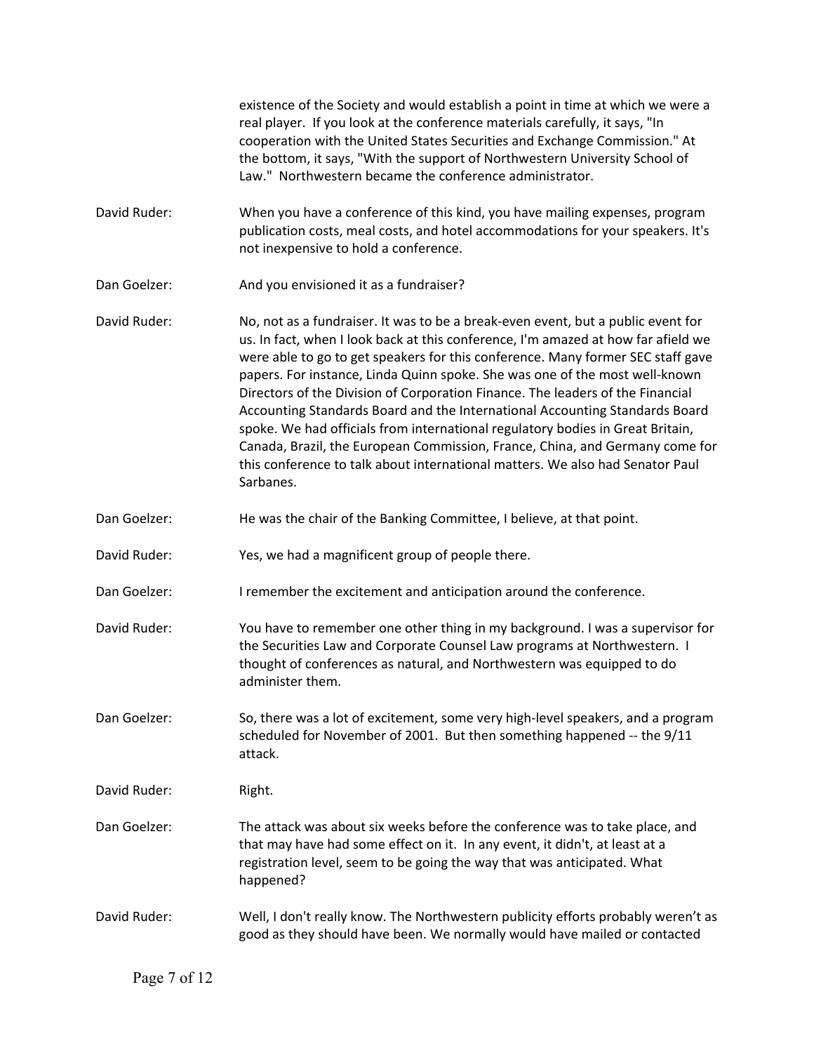existence of the Society and would establish a point in time at which we were a real player. If you look at the conference materials carefully, it says, "In cooperation with the United States Securities and Exchange Commission." At the bottom, it says, "With the support of Northwestern University School of Law." Northwestern became the conference administrator.

David Ruder: When you have a conference of this kind, you have mailing expenses, program publication costs, meal costs, and hotel accommodations for your speakers. It's not inexpensive to hold a conference.

Dan Goelzer: And you envisioned it as a fundraiser?

David Ruder: No, not as a fundraiser. It was to be a break-even event, but a public event for us. In fact, when I look back at this conference, I'm amazed at how far afield we were able to go to get speakers for this conference. Many former SEC staff gave papers. For instance, Linda Quinn spoke. She was one of the most well-known Directors of the Division of Corporation Finance. The leaders of the Financial Accounting Standards Board and the International Accounting Standards Board spoke. We had officials from international regulatory bodies in Great Britain, Canada, Brazil, the European Commission, France, China, and Germany come for this conference to talk about international matters. We also had Senator Paul Sarbanes.

Dan Goelzer: He was the chair of the Banking Committee, I believe, at that point.

David Ruder: Yes, we had a magnificent group of people there.

Dan Goelzer: I remember the excitement and anticipation around the conference.

David Ruder: You have to remember one other thing in my background. I was a supervisor for the Securities Law and Corporate Counsel Law programs at Northwestern. I thought of conferences as natural, and Northwestern was equipped to do administer them.

Dan Goelzer: So, there was a lot of excitement, some very high-level speakers, and a program scheduled for November of 2001. But then something happened -- the 9/11 attack.

David Ruder: Right.

Dan Goelzer: The attack was about six weeks before the conference was to take place, and that may have had some effect on it. In any event, it didn't, at least at a registration level, seem to be going the way that was anticipated. What happened?

David Ruder: Well, I don't really know. The Northwestern publicity efforts probably weren't as good as they should have been. We normally would have mailed or contacted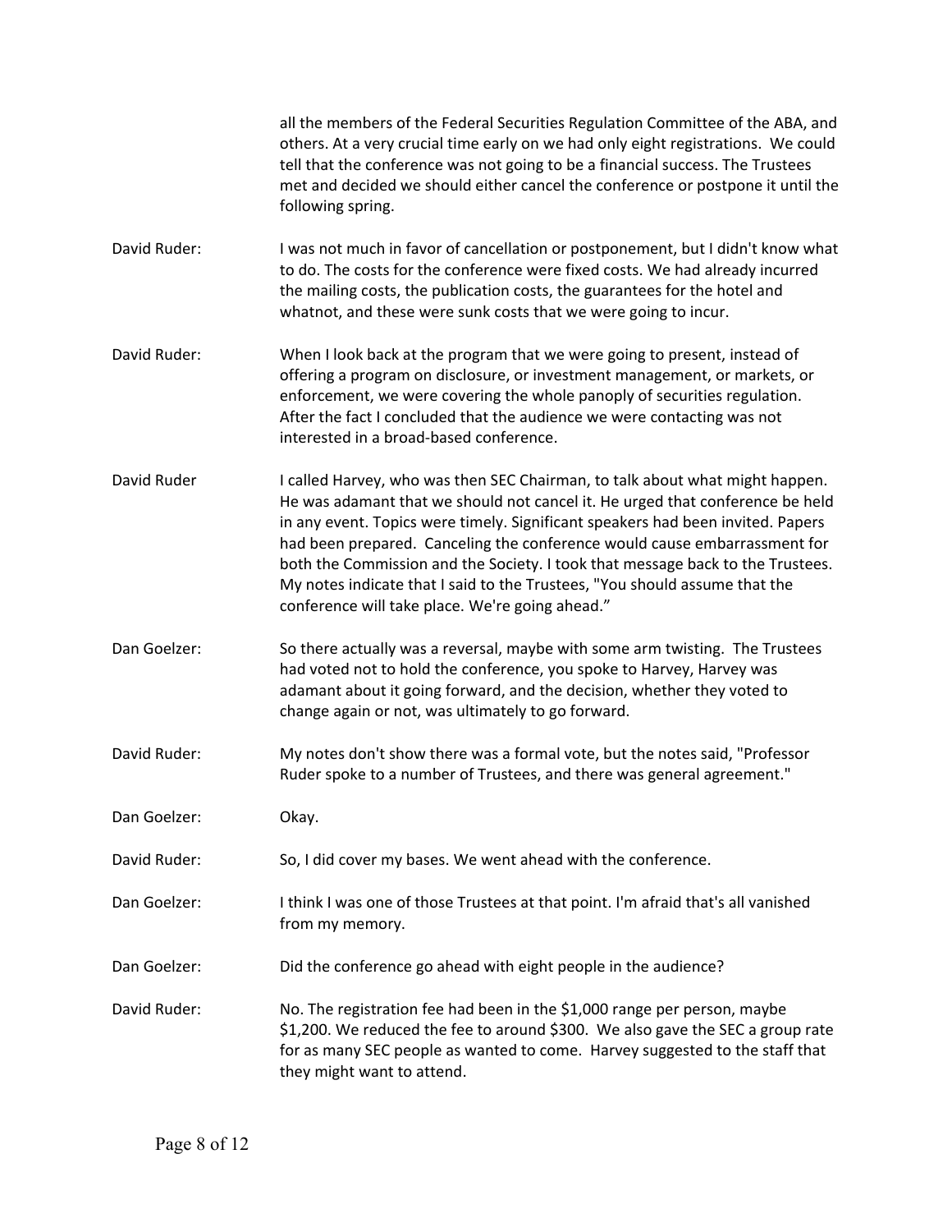all the members of the Federal Securities Regulation Committee of the ABA, and others. At a very crucial time early on we had only eight registrations. We could tell that the conference was not going to be a financial success. The Trustees met and decided we should either cancel the conference or postpone it until the following spring.

David Ruder: I was not much in favor of cancellation or postponement, but I didn't know what to do. The costs for the conference were fixed costs. We had already incurred the mailing costs, the publication costs, the guarantees for the hotel and whatnot, and these were sunk costs that we were going to incur.

David Ruder: When I look back at the program that we were going to present, instead of offering a program on disclosure, or investment management, or markets, or enforcement, we were covering the whole panoply of securities regulation. After the fact I concluded that the audience we were contacting was not interested in a broad-based conference.

David Ruder: I called Harvey, who was then SEC Chairman, to talk about what might happen. He was adamant that we should not cancel it. He urged that conference be held in any event. Topics were timely. Significant speakers had been invited. Papers had been prepared. Canceling the conference would cause embarrassment for both the Commission and the Society. I took that message back to the Trustees. My notes indicate that I said to the Trustees, "You should assume that the conference will take place. We're going ahead."

Dan Goelzer: So there actually was a reversal, maybe with some arm twisting. The Trustees had voted not to hold the conference, you spoke to Harvey, Harvey was adamant about it going forward, and the decision, whether they voted to change again or not, was ultimately to go forward.

David Ruder: My notes don't show there was a formal vote, but the notes said, "Professor Ruder spoke to a number of Trustees, and there was general agreement."

Dan Goelzer: Okay.

David Ruder: So, I did cover my bases. We went ahead with the conference.

Dan Goelzer: I think I was one of those Trustees at that point. I'm afraid that's all vanished from my memory.

Dan Goelzer: Did the conference go ahead with eight people in the audience?

David Ruder: No. The registration fee had been in the $1,000 range per person, maybe $1,200. We reduced the fee to around $300. We also gave the SEC a group rate for as many SEC people as wanted to come. Harvey suggested to the staff that they might want to attend.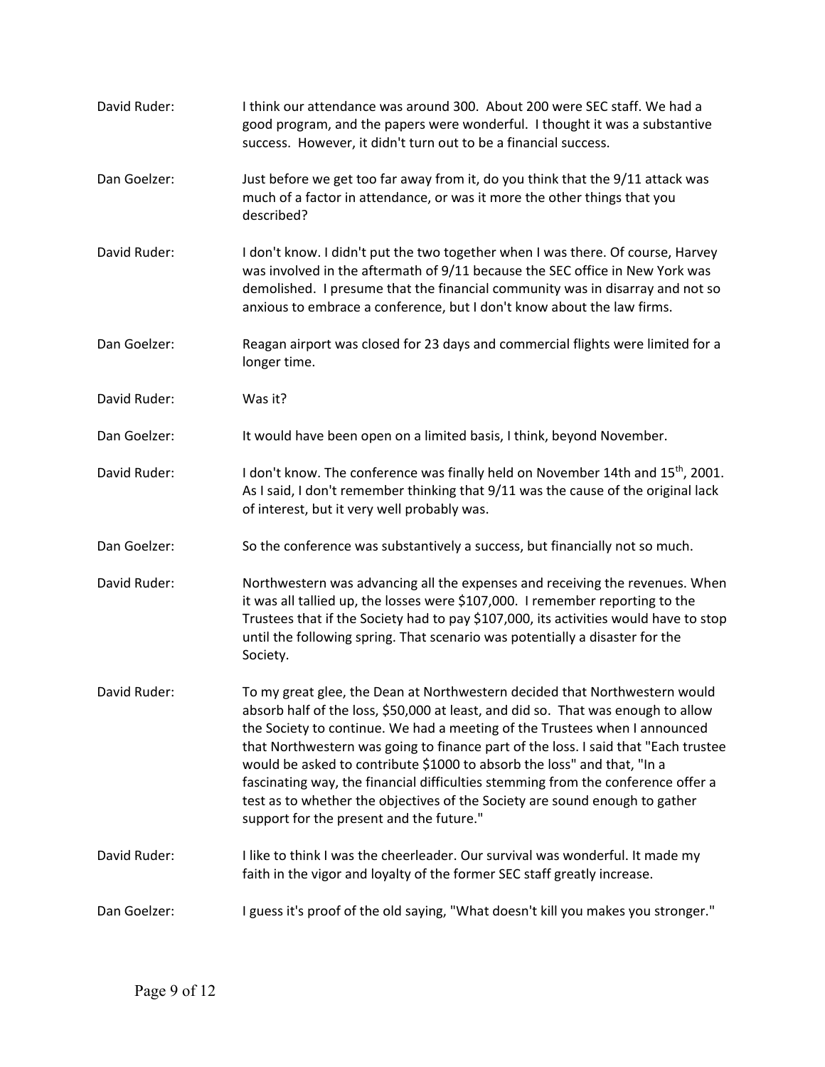**David Ruder:** I think our attendance was around 300. About 200 were SEC staff. We had a good program, and the papers were wonderful. I thought it was a substantive success. However, it didn't turn out to be a financial success.

**Dan Goelzer:** Just before we get too far away from it, do you think that the 9/11 attack was much of a factor in attendance, or was it more the other things that you described?

**David Ruder:** I don't know. I didn't put the two together when I was there. Of course, Harvey was involved in the aftermath of 9/11 because the SEC office in New York was demolished. I presume that the financial community was in disarray and not so anxious to embrace a conference, but I don't know about the law firms.

**Dan Goelzer:** Reagan airport was closed for 23 days and commercial flights were limited for a longer time.

**David Ruder:** Was it?

**Dan Goelzer:** It would have been open on a limited basis, I think, beyond November.

**David Ruder:** I don't know. The conference was finally held on November 14th and 15th, 2001. As I said, I don't remember thinking that 9/11 was the cause of the original lack of interest, but it very well probably was.

**Dan Goelzer:** So the conference was substantively a success, but financially not so much.

**David Ruder:** Northwestern was advancing all the expenses and receiving the revenues. When it was all tallied up, the losses were $107,000. I remember reporting to the Trustees that if the Society had to pay $107,000, its activities would have to stop until the following spring. That scenario was potentially a disaster for the Society.

**David Ruder:** To my great glee, the Dean at Northwestern decided that Northwestern would absorb half of the loss, $50,000 at least, and did so. That was enough to allow the Society to continue. We had a meeting of the Trustees when I announced that Northwestern was going to finance part of the loss. I said that "Each trustee would be asked to contribute $1000 to absorb the loss" and that, "In a fascinating way, the financial difficulties stemming from the conference offer a test as to whether the objectives of the Society are sound enough to gather support for the present and the future."

**David Ruder:** I like to think I was the cheerleader. Our survival was wonderful. It made my faith in the vigor and loyalty of the former SEC staff greatly increase.

**Dan Goelzer:** I guess it's proof of the old saying, "What doesn't kill you makes you stronger."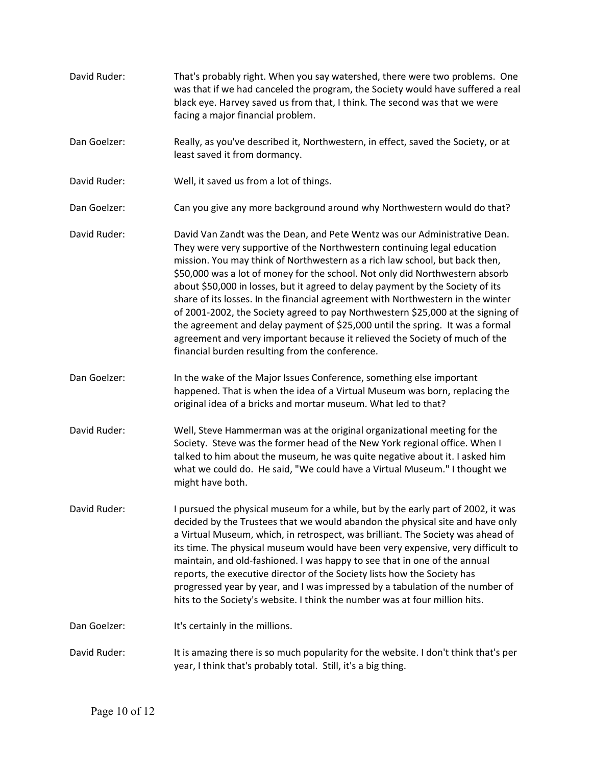David Ruder: That's probably right. When you say watershed, there were two problems. One was that if we had canceled the program, the Society would have suffered a real black eye. Harvey saved us from that, I think. The second was that we were facing a major financial problem.

Dan Goelzer: Really, as you've described it, Northwestern, in effect, saved the Society, or at least saved it from dormancy.

David Ruder: Well, it saved us from a lot of things.

Dan Goelzer: Can you give any more background around why Northwestern would do that?

David Ruder: David Van Zandt was the Dean, and Pete Wentz was our Administrative Dean. They were very supportive of the Northwestern continuing legal education mission. You may think of Northwestern as a rich law school, but back then, $50,000 was a lot of money for the school. Not only did Northwestern absorb about $50,000 in losses, but it agreed to delay payment by the Society of its share of its losses. In the financial agreement with Northwestern in the winter of 2001-2002, the Society agreed to pay Northwestern $25,000 at the signing of the agreement and delay payment of $25,000 until the spring. It was a formal agreement and very important because it relieved the Society of much of the financial burden resulting from the conference.

Dan Goelzer: In the wake of the Major Issues Conference, something else important happened. That is when the idea of a Virtual Museum was born, replacing the original idea of a bricks and mortar museum. What led to that?

David Ruder: Well, Steve Hammerman was at the original organizational meeting for the Society. Steve was the former head of the New York regional office. When I talked to him about the museum, he was quite negative about it. I asked him what we could do. He said, "We could have a Virtual Museum." I thought we might have both.

David Ruder: I pursued the physical museum for a while, but by the early part of 2002, it was decided by the Trustees that we would abandon the physical site and have only a Virtual Museum, which, in retrospect, was brilliant. The Society was ahead of its time. The physical museum would have been very expensive, very difficult to maintain, and old-fashioned. I was happy to see that in one of the annual reports, the executive director of the Society lists how the Society has progressed year by year, and I was impressed by a tabulation of the number of hits to the Society's website. I think the number was at four million hits.

Dan Goelzer: It's certainly in the millions.

David Ruder: It is amazing there is so much popularity for the website. I don't think that's per year, I think that's probably total. Still, it's a big thing.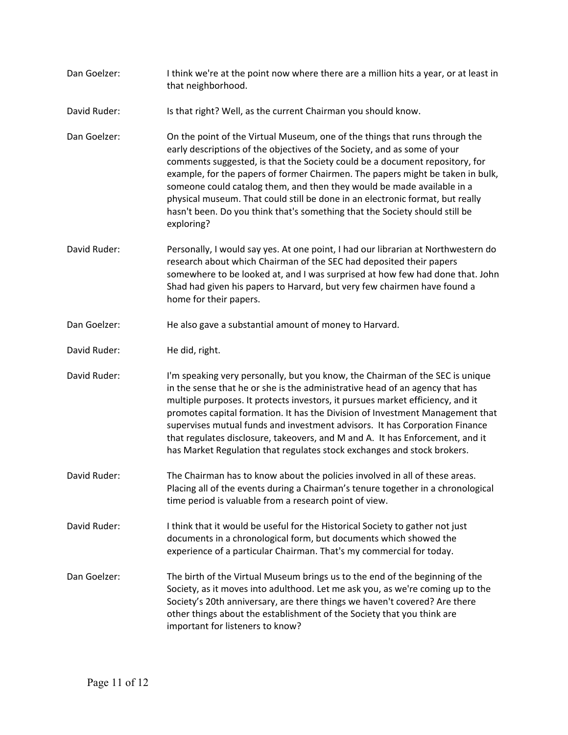Dan Goelzer: I think we're at the point now where there are a million hits a year, or at least in that neighborhood.

David Ruder: Is that right? Well, as the current Chairman you should know.

Dan Goelzer: On the point of the Virtual Museum, one of the things that runs through the early descriptions of the objectives of the Society, and as some of your comments suggested, is that the Society could be a document repository, for example, for the papers of former Chairmen. The papers might be taken in bulk, someone could catalog them, and then they would be made available in a physical museum. That could still be done in an electronic format, but really hasn't been. Do you think that's something that the Society should still be exploring?

David Ruder: Personally, I would say yes. At one point, I had our librarian at Northwestern do research about which Chairman of the SEC had deposited their papers somewhere to be looked at, and I was surprised at how few had done that. John Shad had given his papers to Harvard, but very few chairmen have found a home for their papers.

Dan Goelzer: He also gave a substantial amount of money to Harvard.

David Ruder: He did, right.

David Ruder: I'm speaking very personally, but you know, the Chairman of the SEC is unique in the sense that he or she is the administrative head of an agency that has multiple purposes. It protects investors, it pursues market efficiency, and it promotes capital formation. It has the Division of Investment Management that supervises mutual funds and investment advisors. It has Corporation Finance that regulates disclosure, takeovers, and M and A. It has Enforcement, and it has Market Regulation that regulates stock exchanges and stock brokers.

David Ruder: The Chairman has to know about the policies involved in all of these areas. Placing all of the events during a Chairman's tenure together in a chronological time period is valuable from a research point of view.

David Ruder: I think that it would be useful for the Historical Society to gather not just documents in a chronological form, but documents which showed the experience of a particular Chairman. That's my commercial for today.

Dan Goelzer: The birth of the Virtual Museum brings us to the end of the beginning of the Society, as it moves into adulthood. Let me ask you, as we're coming up to the Society's 20th anniversary, are there things we haven't covered? Are there other things about the establishment of the Society that you think are important for listeners to know?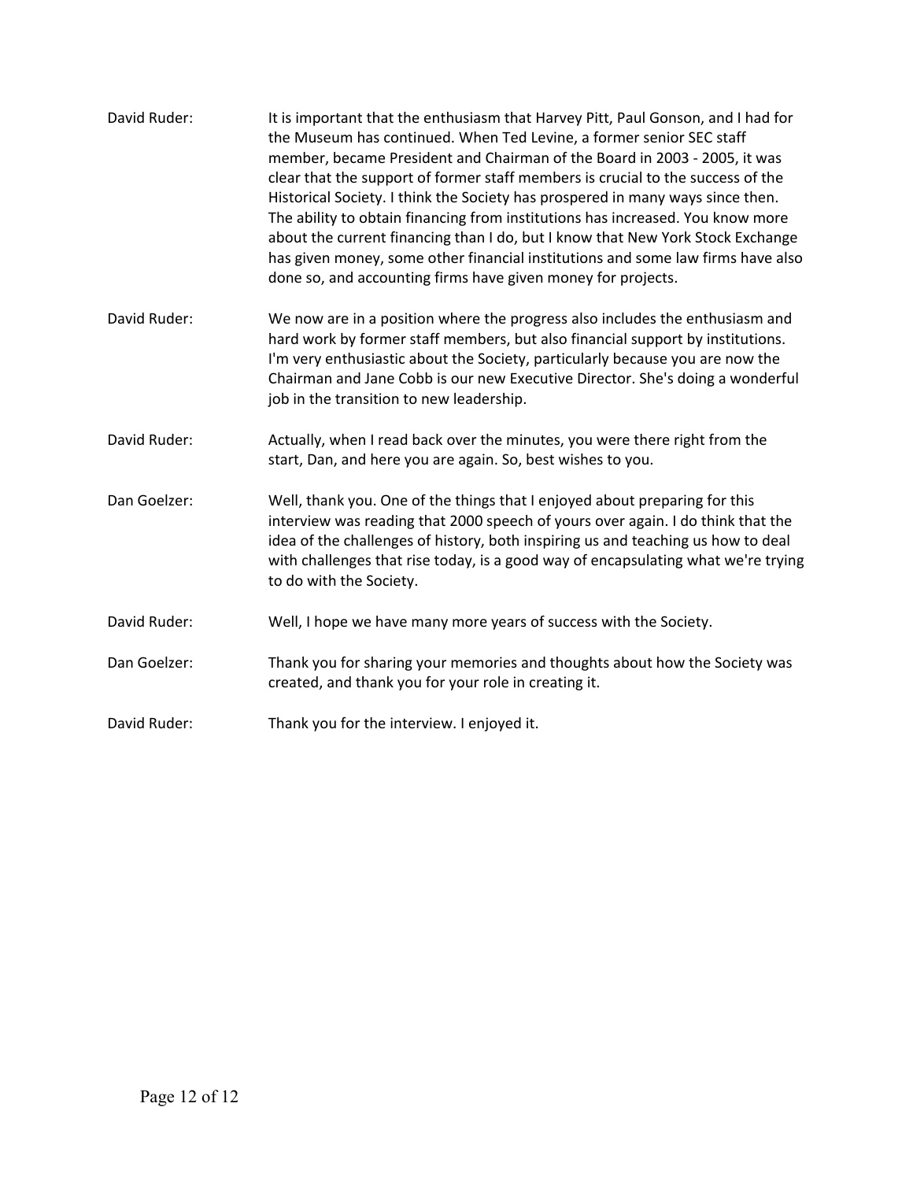**David Ruder:** It is important that the enthusiasm that Harvey Pitt, Paul Gonson, and I had for the Museum has continued. When Ted Levine, a former senior SEC staff member, became President and Chairman of the Board in 2003 - 2005, it was clear that the support of former staff members is crucial to the success of the Historical Society. I think the Society has prospered in many ways since then. The ability to obtain financing from institutions has increased. You know more about the current financing than I do, but I know that New York Stock Exchange has given money, some other financial institutions and some law firms have also done so, and accounting firms have given money for projects.

**David Ruder:** We now are in a position where the progress also includes the enthusiasm and hard work by former staff members, but also financial support by institutions. I'm very enthusiastic about the Society, particularly because you are now the Chairman and Jane Cobb is our new Executive Director. She's doing a wonderful job in the transition to new leadership.

**David Ruder:** Actually, when I read back over the minutes, you were there right from the start, Dan, and here you are again. So, best wishes to you.

**Dan Goelzer:** Well, thank you. One of the things that I enjoyed about preparing for this interview was reading that 2000 speech of yours over again. I do think that the idea of the challenges of history, both inspiring us and teaching us how to deal with challenges that rise today, is a good way of encapsulating what we're trying to do with the Society.

**David Ruder:** Well, I hope we have many more years of success with the Society.

**Dan Goelzer:** Thank you for sharing your memories and thoughts about how the Society was created, and thank you for your role in creating it.

**David Ruder:** Thank you for the interview. I enjoyed it.